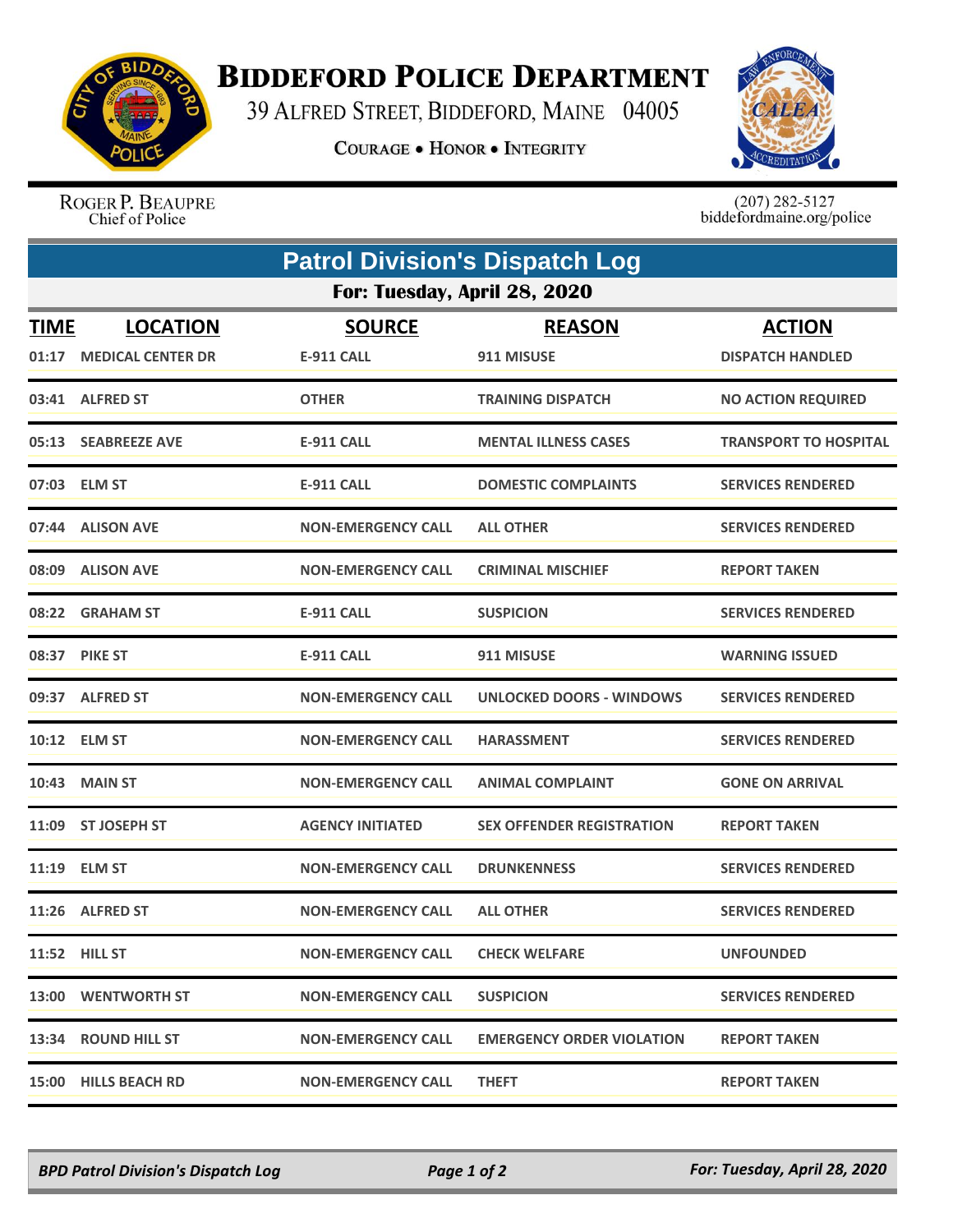# BIDDEFORD POLICE DEPARTMENT

39 ALFRED STREET, BIDDEFORD, MAINE 04005

COURAGE • HONOR • INTEGRITY

ROGER P. BEAUPRE
Chief of Police

(207) 282-5127
biddefordmaine.org/police

## Patrol Division's Dispatch Log

### For: Tuesday, April 28, 2020

| TIME | LOCATION | SOURCE | REASON | ACTION |
|---|---|---|---|---|
| 01:17 | MEDICAL CENTER DR | E-911 CALL | 911 MISUSE | DISPATCH HANDLED |
| 03:41 | ALFRED ST | OTHER | TRAINING DISPATCH | NO ACTION REQUIRED |
| 05:13 | SEABREEZE AVE | E-911 CALL | MENTAL ILLNESS CASES | TRANSPORT TO HOSPITAL |
| 07:03 | ELM ST | E-911 CALL | DOMESTIC COMPLAINTS | SERVICES RENDERED |
| 07:44 | ALISON AVE | NON-EMERGENCY CALL | ALL OTHER | SERVICES RENDERED |
| 08:09 | ALISON AVE | NON-EMERGENCY CALL | CRIMINAL MISCHIEF | REPORT TAKEN |
| 08:22 | GRAHAM ST | E-911 CALL | SUSPICION | SERVICES RENDERED |
| 08:37 | PIKE ST | E-911 CALL | 911 MISUSE | WARNING ISSUED |
| 09:37 | ALFRED ST | NON-EMERGENCY CALL | UNLOCKED DOORS - WINDOWS | SERVICES RENDERED |
| 10:12 | ELM ST | NON-EMERGENCY CALL | HARASSMENT | SERVICES RENDERED |
| 10:43 | MAIN ST | NON-EMERGENCY CALL | ANIMAL COMPLAINT | GONE ON ARRIVAL |
| 11:09 | ST JOSEPH ST | AGENCY INITIATED | SEX OFFENDER REGISTRATION | REPORT TAKEN |
| 11:19 | ELM ST | NON-EMERGENCY CALL | DRUNKENNESS | SERVICES RENDERED |
| 11:26 | ALFRED ST | NON-EMERGENCY CALL | ALL OTHER | SERVICES RENDERED |
| 11:52 | HILL ST | NON-EMERGENCY CALL | CHECK WELFARE | UNFOUNDED |
| 13:00 | WENTWORTH ST | NON-EMERGENCY CALL | SUSPICION | SERVICES RENDERED |
| 13:34 | ROUND HILL ST | NON-EMERGENCY CALL | EMERGENCY ORDER VIOLATION | REPORT TAKEN |
| 15:00 | HILLS BEACH RD | NON-EMERGENCY CALL | THEFT | REPORT TAKEN |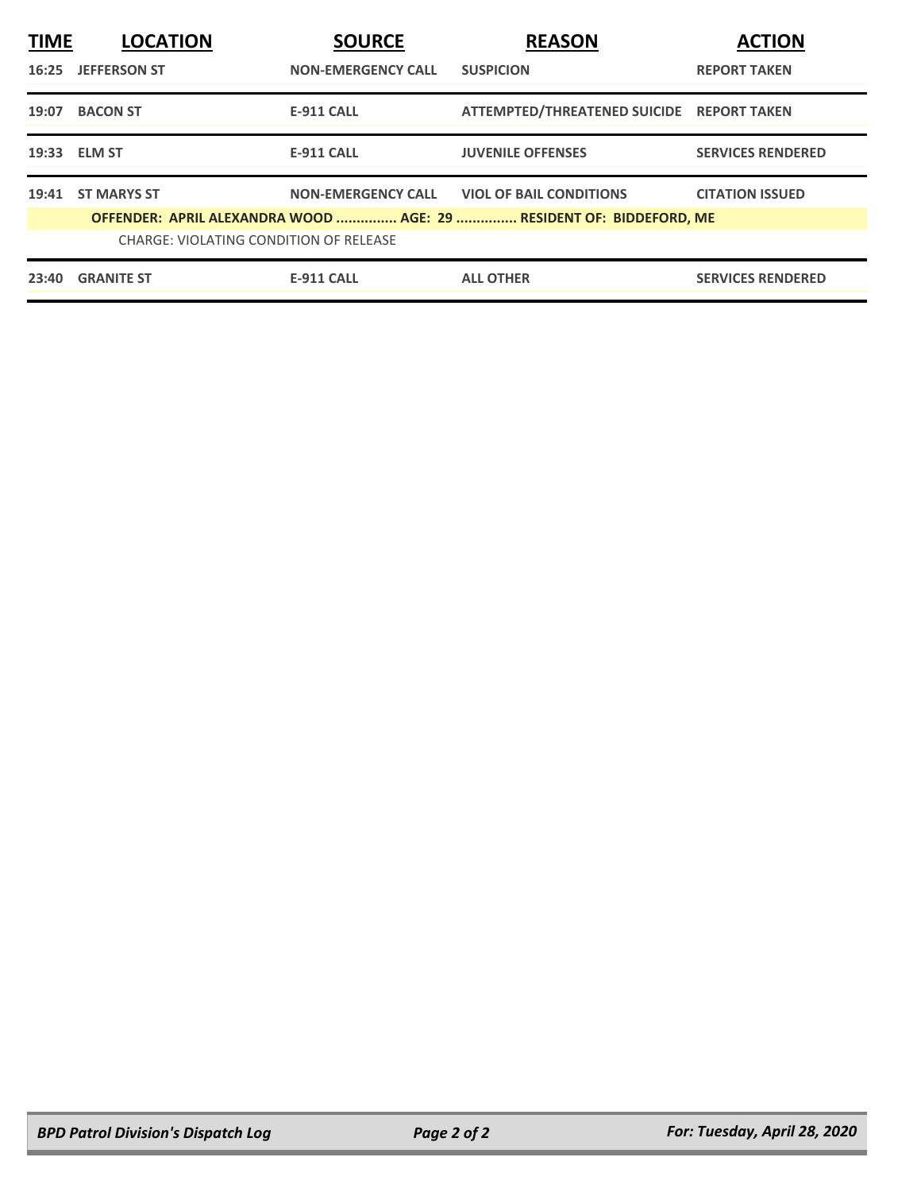| TIME | LOCATION | SOURCE | REASON | ACTION |
|---|---|---|---|---|
| 16:25 | JEFFERSON ST | NON-EMERGENCY CALL | SUSPICION | REPORT TAKEN |
| 19:07 | BACON ST | E-911 CALL | ATTEMPTED/THREATENED SUICIDE | REPORT TAKEN |
| 19:33 | ELM ST | E-911 CALL | JUVENILE OFFENSES | SERVICES RENDERED |
| 19:41 | ST MARYS ST | NON-EMERGENCY CALL | VIOL OF BAIL CONDITIONS | CITATION ISSUED |
| | OFFENDER: APRIL ALEXANDRA WOOD ............... AGE: 29 ............... RESIDENT OF: BIDDEFORD, ME | | | |
| | CHARGE: VIOLATING CONDITION OF RELEASE | | | |
| 23:40 | GRANITE ST | E-911 CALL | ALL OTHER | SERVICES RENDERED |

*BPD Patrol Division's Dispatch Log* — *For: Tuesday, April 28, 2020*